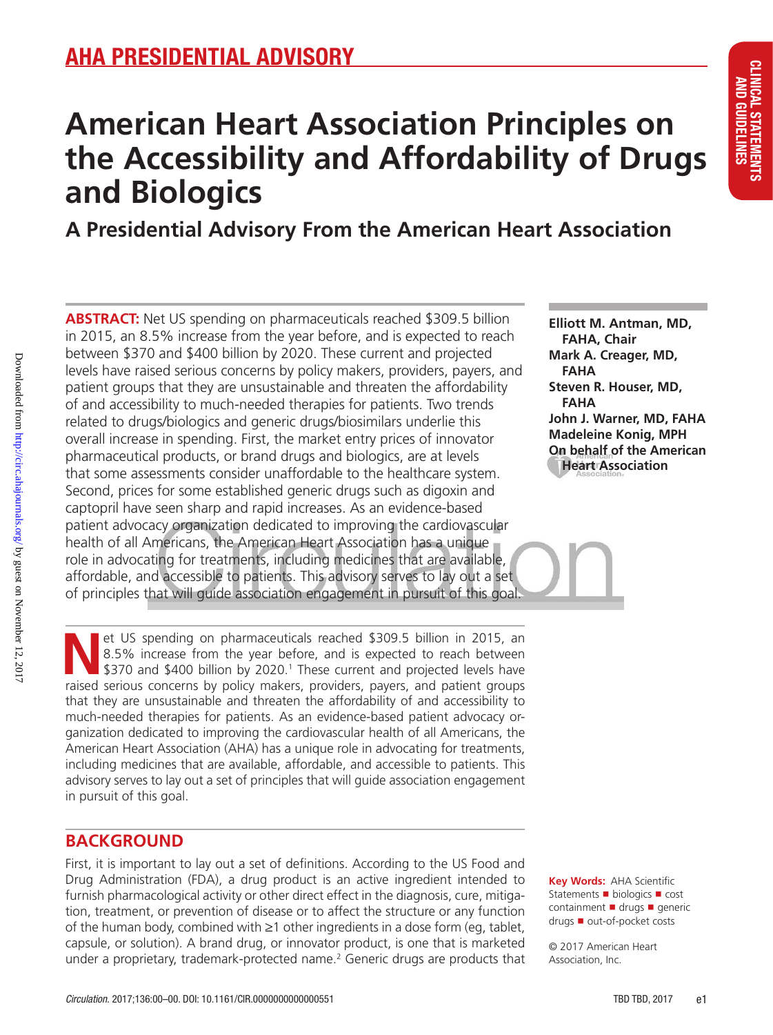AHA PRESIDENTIAL ADVISORY

# American Heart Association Principles on the Accessibility and Affordability of Drugs and Biologics

## A Presidential Advisory From the American Heart Association

**Elliott M. Antman, MD, FAHA, Chair**
**Mark A. Creager, MD, FAHA**
**Steven R. Houser, MD, FAHA**
**John J. Warner, MD, FAHA**
**Madeleine Konig, MPH**
**On behalf of the American Heart Association**

**ABSTRACT:** Net US spending on pharmaceuticals reached $309.5 billion in 2015, an 8.5% increase from the year before, and is expected to reach between $370 and $400 billion by 2020. These current and projected levels have raised serious concerns by policy makers, providers, payers, and patient groups that they are unsustainable and threaten the affordability of and accessibility to much-needed therapies for patients. Two trends related to drugs/biologics and generic drugs/biosimilars underlie this overall increase in spending. First, the market entry prices of innovator pharmaceutical products, or brand drugs and biologics, are at levels that some assessments consider unaffordable to the healthcare system. Second, prices for some established generic drugs such as digoxin and captopril have seen sharp and rapid increases. As an evidence-based patient advocacy organization dedicated to improving the cardiovascular health of all Americans, the American Heart Association has a unique role in advocating for treatments, including medicines that are available, affordable, and accessible to patients. This advisory serves to lay out a set of principles that will guide association engagement in pursuit of this goal.

Net US spending on pharmaceuticals reached $309.5 billion in 2015, an 8.5% increase from the year before, and is expected to reach between $370 and $400 billion by 2020.[1] These current and projected levels have raised serious concerns by policy makers, providers, payers, and patient groups that they are unsustainable and threaten the affordability of and accessibility to much-needed therapies for patients. As an evidence-based patient advocacy organization dedicated to improving the cardiovascular health of all Americans, the American Heart Association (AHA) has a unique role in advocating for treatments, including medicines that are available, affordable, and accessible to patients. This advisory serves to lay out a set of principles that will guide association engagement in pursuit of this goal.

## BACKGROUND

First, it is important to lay out a set of definitions. According to the US Food and Drug Administration (FDA), a drug product is an active ingredient intended to furnish pharmacological activity or other direct effect in the diagnosis, cure, mitigation, treatment, or prevention of disease or to affect the structure or any function of the human body, combined with ≥1 other ingredients in a dose form (eg, tablet, capsule, or solution). A brand drug, or innovator product, is one that is marketed under a proprietary, trademark-protected name.[2] Generic drugs are products that

**Key Words:** AHA Scientific Statements ■ biologics ■ cost containment ■ drugs ■ generic drugs ■ out-of-pocket costs

© 2017 American Heart Association, Inc.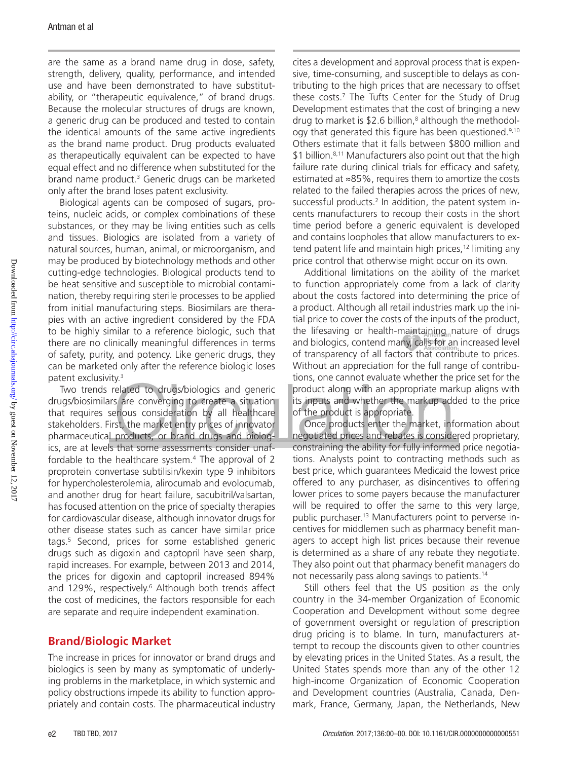are the same as a brand name drug in dose, safety, strength, delivery, quality, performance, and intended use and have been demonstrated to have substitutability, or "therapeutic equivalence," of brand drugs. Because the molecular structures of drugs are known, a generic drug can be produced and tested to contain the identical amounts of the same active ingredients as the brand name product. Drug products evaluated as therapeutically equivalent can be expected to have equal effect and no difference when substituted for the brand name product.[3] Generic drugs can be marketed only after the brand loses patent exclusivity.

Biological agents can be composed of sugars, proteins, nucleic acids, or complex combinations of these substances, or they may be living entities such as cells and tissues. Biologics are isolated from a variety of natural sources, human, animal, or microorganism, and may be produced by biotechnology methods and other cutting-edge technologies. Biological products tend to be heat sensitive and susceptible to microbial contamination, thereby requiring sterile processes to be applied from initial manufacturing steps. Biosimilars are therapies with an active ingredient considered by the FDA to be highly similar to a reference biologic, such that there are no clinically meaningful differences in terms of safety, purity, and potency. Like generic drugs, they can be marketed only after the reference biologic loses patent exclusivity.[3]

Two trends related to drugs/biologics and generic drugs/biosimilars are converging to create a situation that requires serious consideration by all healthcare stakeholders. First, the market entry prices of innovator pharmaceutical products, or brand drugs and biologics, are at levels that some assessments consider unaffordable to the healthcare system.[4] The approval of 2 proprotein convertase subtilisin/kexin type 9 inhibitors for hypercholesterolemia, alirocumab and evolocumab, and another drug for heart failure, sacubitril/valsartan, has focused attention on the price of specialty therapies for cardiovascular disease, although innovator drugs for other disease states such as cancer have similar price tags.[5] Second, prices for some established generic drugs such as digoxin and captopril have seen sharp, rapid increases. For example, between 2013 and 2014, the prices for digoxin and captopril increased 894% and 129%, respectively.[6] Although both trends affect the cost of medicines, the factors responsible for each are separate and require independent examination.

## Brand/Biologic Market

The increase in prices for innovator or brand drugs and biologics is seen by many as symptomatic of underlying problems in the marketplace, in which systemic and policy obstructions impede its ability to function appropriately and contain costs. The pharmaceutical industry cites a development and approval process that is expensive, time-consuming, and susceptible to delays as contributing to the high prices that are necessary to offset these costs.[7] The Tufts Center for the Study of Drug Development estimates that the cost of bringing a new drug to market is $2.6 billion,[8] although the methodology that generated this figure has been questioned.[9,10] Others estimate that it falls between $800 million and $1 billion.[8,11] Manufacturers also point out that the high failure rate during clinical trials for efficacy and safety, estimated at ≈85%, requires them to amortize the costs related to the failed therapies across the prices of new, successful products.[2] In addition, the patent system incents manufacturers to recoup their costs in the short time period before a generic equivalent is developed and contains loopholes that allow manufacturers to extend patent life and maintain high prices,[12] limiting any price control that otherwise might occur on its own.

Additional limitations on the ability of the market to function appropriately come from a lack of clarity about the costs factored into determining the price of a product. Although all retail industries mark up the initial price to cover the costs of the inputs of the product, the lifesaving or health-maintaining nature of drugs and biologics, contend many, calls for an increased level of transparency of all factors that contribute to prices. Without an appreciation for the full range of contributions, one cannot evaluate whether the price set for the product along with an appropriate markup aligns with its inputs and whether the markup added to the price of the product is appropriate.

Once products enter the market, information about negotiated prices and rebates is considered proprietary, constraining the ability for fully informed price negotiations. Analysts point to contracting methods such as best price, which guarantees Medicaid the lowest price offered to any purchaser, as disincentives to offering lower prices to some payers because the manufacturer will be required to offer the same to this very large, public purchaser.[13] Manufacturers point to perverse incentives for middlemen such as pharmacy benefit managers to accept high list prices because their revenue is determined as a share of any rebate they negotiate. They also point out that pharmacy benefit managers do not necessarily pass along savings to patients.[14]

Still others feel that the US position as the only country in the 34-member Organization of Economic Cooperation and Development without some degree of government oversight or regulation of prescription drug pricing is to blame. In turn, manufacturers attempt to recoup the discounts given to other countries by elevating prices in the United States. As a result, the United States spends more than any of the other 12 high-income Organization of Economic Cooperation and Development countries (Australia, Canada, Denmark, France, Germany, Japan, the Netherlands, New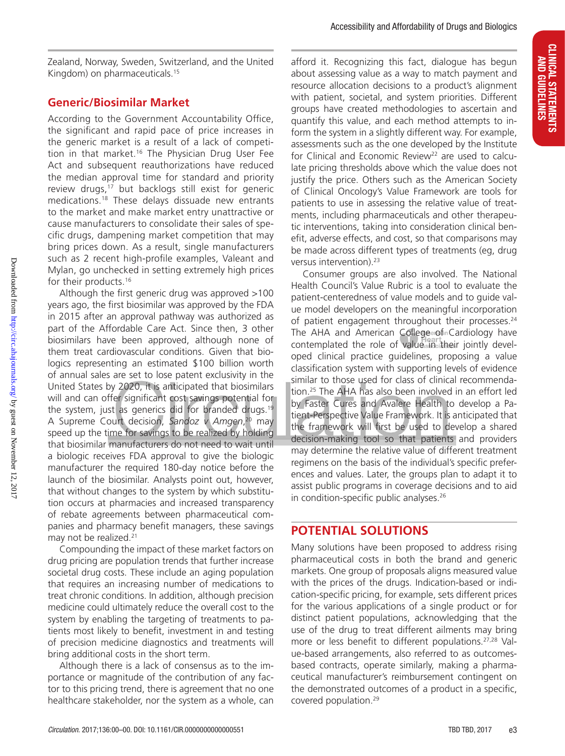Zealand, Norway, Sweden, Switzerland, and the United Kingdom) on pharmaceuticals.[15]

### Generic/Biosimilar Market

According to the Government Accountability Office, the significant and rapid pace of price increases in the generic market is a result of a lack of competition in that market.[16] The Physician Drug User Fee Act and subsequent reauthorizations have reduced the median approval time for standard and priority review drugs,[17] but backlogs still exist for generic medications.[18] These delays dissuade new entrants to the market and make market entry unattractive or cause manufacturers to consolidate their sales of specific drugs, dampening market competition that may bring prices down. As a result, single manufacturers such as 2 recent high-profile examples, Valeant and Mylan, go unchecked in setting extremely high prices for their products.[16]

Although the first generic drug was approved >100 years ago, the first biosimilar was approved by the FDA in 2015 after an approval pathway was authorized as part of the Affordable Care Act. Since then, 3 other biosimilars have been approved, although none of them treat cardiovascular conditions. Given that biologics representing an estimated $100 billion worth of annual sales are set to lose patent exclusivity in the United States by 2020, it is anticipated that biosimilars will and can offer significant cost savings potential for the system, just as generics did for branded drugs.[19] A Supreme Court decision, *Sandoz v Amgen*,[20] may speed up the time for savings to be realized by holding that biosimilar manufacturers do not need to wait until a biologic receives FDA approval to give the biologic manufacturer the required 180-day notice before the launch of the biosimilar. Analysts point out, however, that without changes to the system by which substitution occurs at pharmacies and increased transparency of rebate agreements between pharmaceutical companies and pharmacy benefit managers, these savings may not be realized.[21]

Compounding the impact of these market factors on drug pricing are population trends that further increase societal drug costs. These include an aging population that requires an increasing number of medications to treat chronic conditions. In addition, although precision medicine could ultimately reduce the overall cost to the system by enabling the targeting of treatments to patients most likely to benefit, investment in and testing of precision medicine diagnostics and treatments will bring additional costs in the short term.

Although there is a lack of consensus as to the importance or magnitude of the contribution of any factor to this pricing trend, there is agreement that no one healthcare stakeholder, nor the system as a whole, can afford it. Recognizing this fact, dialogue has begun about assessing value as a way to match payment and resource allocation decisions to a product's alignment with patient, societal, and system priorities. Different groups have created methodologies to ascertain and quantify this value, and each method attempts to inform the system in a slightly different way. For example, assessments such as the one developed by the Institute for Clinical and Economic Review[22] are used to calculate pricing thresholds above which the value does not justify the price. Others such as the American Society of Clinical Oncology's Value Framework are tools for patients to use in assessing the relative value of treatments, including pharmaceuticals and other therapeutic interventions, taking into consideration clinical benefit, adverse effects, and cost, so that comparisons may be made across different types of treatments (eg, drug versus intervention).[23]

Consumer groups are also involved. The National Health Council's Value Rubric is a tool to evaluate the patient-centeredness of value models and to guide value model developers on the meaningful incorporation of patient engagement throughout their processes.[24] The AHA and American College of Cardiology have contemplated the role of value in their jointly developed clinical practice guidelines, proposing a value classification system with supporting levels of evidence similar to those used for class of clinical recommendation.[25] The AHA has also been involved in an effort led by Faster Cures and Avalere Health to develop a Patient-Perspective Value Framework. It is anticipated that the framework will first be used to develop a shared decision-making tool so that patients and providers may determine the relative value of different treatment regimens on the basis of the individual's specific preferences and values. Later, the groups plan to adapt it to assist public programs in coverage decisions and to aid in condition-specific public analyses.[26]

## POTENTIAL SOLUTIONS

Many solutions have been proposed to address rising pharmaceutical costs in both the brand and generic markets. One group of proposals aligns measured value with the prices of the drugs. Indication-based or indication-specific pricing, for example, sets different prices for the various applications of a single product or for distinct patient populations, acknowledging that the use of the drug to treat different ailments may bring more or less benefit to different populations.[27,28] Value-based arrangements, also referred to as outcomes-based contracts, operate similarly, making a pharmaceutical manufacturer's reimbursement contingent on the demonstrated outcomes of a product in a specific, covered population.[29]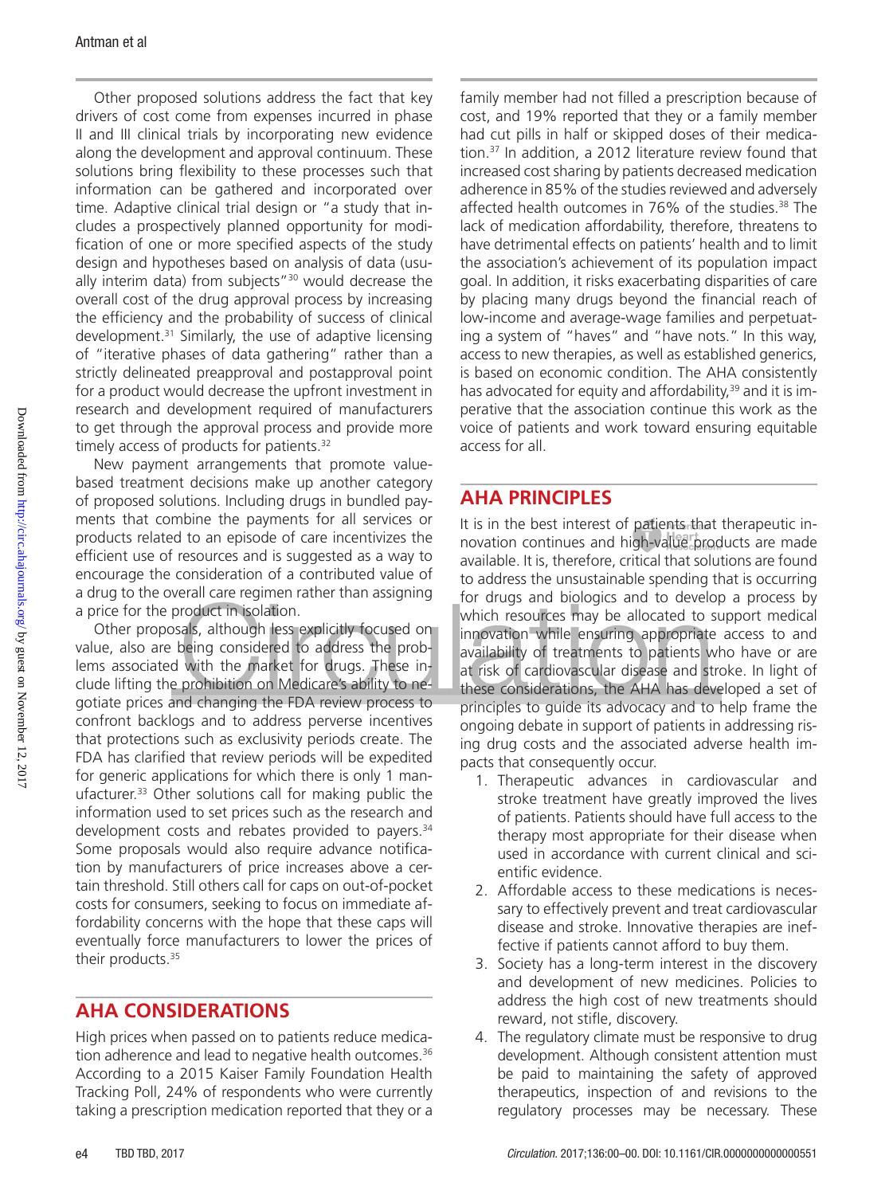Other proposed solutions address the fact that key drivers of cost come from expenses incurred in phase II and III clinical trials by incorporating new evidence along the development and approval continuum. These solutions bring flexibility to these processes such that information can be gathered and incorporated over time. Adaptive clinical trial design or "a study that includes a prospectively planned opportunity for modification of one or more specified aspects of the study design and hypotheses based on analysis of data (usually interim data) from subjects"[30] would decrease the overall cost of the drug approval process by increasing the efficiency and the probability of success of clinical development.[31] Similarly, the use of adaptive licensing of "iterative phases of data gathering" rather than a strictly delineated preapproval and postapproval point for a product would decrease the upfront investment in research and development required of manufacturers to get through the approval process and provide more timely access of products for patients.[32]

New payment arrangements that promote value-based treatment decisions make up another category of proposed solutions. Including drugs in bundled payments that combine the payments for all services or products related to an episode of care incentivizes the efficient use of resources and is suggested as a way to encourage the consideration of a contributed value of a drug to the overall care regimen rather than assigning a price for the product in isolation.

Other proposals, although less explicitly focused on value, also are being considered to address the problems associated with the market for drugs. These include lifting the prohibition on Medicare's ability to negotiate prices and changing the FDA review process to confront backlogs and to address perverse incentives that protections such as exclusivity periods create. The FDA has clarified that review periods will be expedited for generic applications for which there is only 1 manufacturer.[33] Other solutions call for making public the information used to set prices such as the research and development costs and rebates provided to payers.[34] Some proposals would also require advance notification by manufacturers of price increases above a certain threshold. Still others call for caps on out-of-pocket costs for consumers, seeking to focus on immediate affordability concerns with the hope that these caps will eventually force manufacturers to lower the prices of their products.[35]

## AHA CONSIDERATIONS

High prices when passed on to patients reduce medication adherence and lead to negative health outcomes.[36] According to a 2015 Kaiser Family Foundation Health Tracking Poll, 24% of respondents who were currently taking a prescription medication reported that they or a family member had not filled a prescription because of cost, and 19% reported that they or a family member had cut pills in half or skipped doses of their medication.[37] In addition, a 2012 literature review found that increased cost sharing by patients decreased medication adherence in 85% of the studies reviewed and adversely affected health outcomes in 76% of the studies.[38] The lack of medication affordability, therefore, threatens to have detrimental effects on patients' health and to limit the association's achievement of its population impact goal. In addition, it risks exacerbating disparities of care by placing many drugs beyond the financial reach of low-income and average-wage families and perpetuating a system of "haves" and "have nots." In this way, access to new therapies, as well as established generics, is based on economic condition. The AHA consistently has advocated for equity and affordability,[39] and it is imperative that the association continue this work as the voice of patients and work toward ensuring equitable access for all.

## AHA PRINCIPLES

It is in the best interest of patients that therapeutic innovation continues and high-value products are made available. It is, therefore, critical that solutions are found to address the unsustainable spending that is occurring for drugs and biologics and to develop a process by which resources may be allocated to support medical innovation while ensuring appropriate access to and availability of treatments to patients who have or are at risk of cardiovascular disease and stroke. In light of these considerations, the AHA has developed a set of principles to guide its advocacy and to help frame the ongoing debate in support of patients in addressing rising drug costs and the associated adverse health impacts that consequently occur.

1. Therapeutic advances in cardiovascular and stroke treatment have greatly improved the lives of patients. Patients should have full access to the therapy most appropriate for their disease when used in accordance with current clinical and scientific evidence.
2. Affordable access to these medications is necessary to effectively prevent and treat cardiovascular disease and stroke. Innovative therapies are ineffective if patients cannot afford to buy them.
3. Society has a long-term interest in the discovery and development of new medicines. Policies to address the high cost of new treatments should reward, not stifle, discovery.
4. The regulatory climate must be responsive to drug development. Although consistent attention must be paid to maintaining the safety of approved therapeutics, inspection of and revisions to the regulatory processes may be necessary. These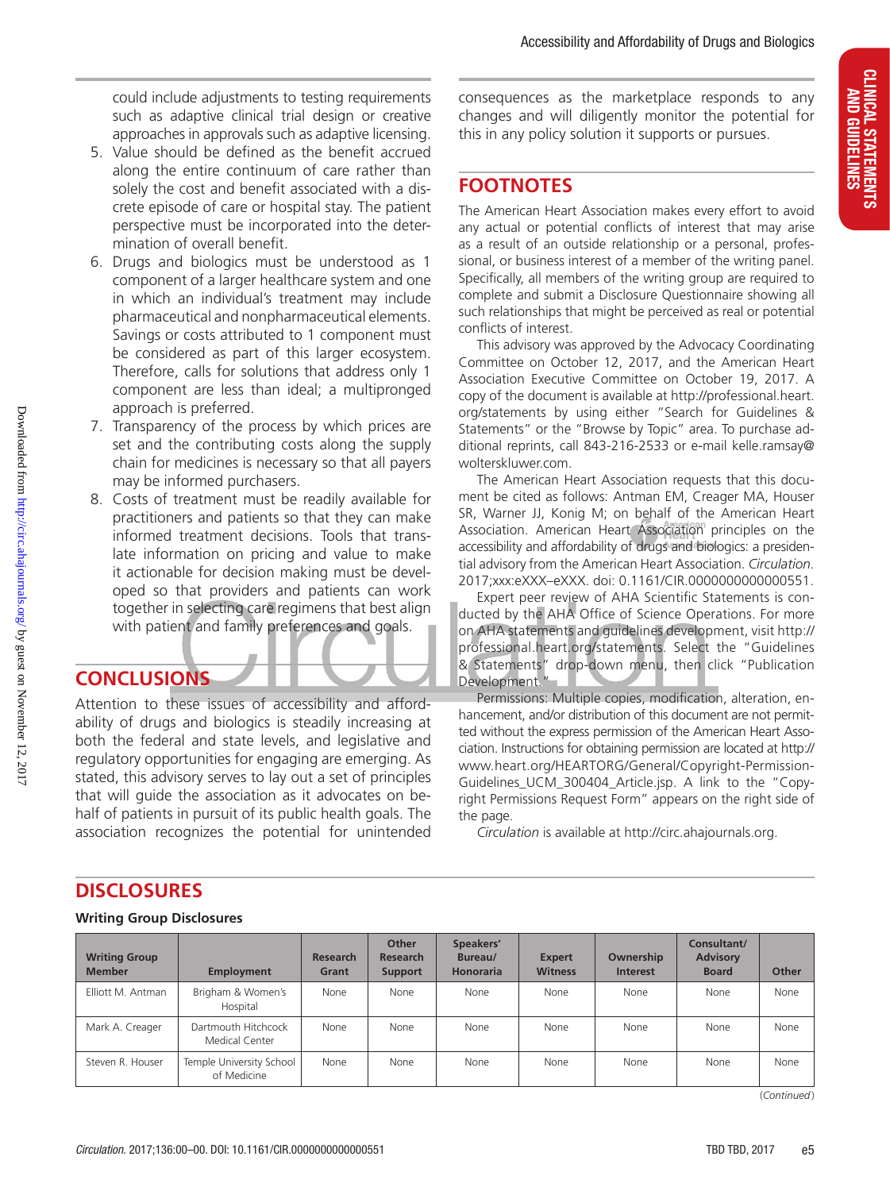could include adjustments to testing requirements such as adaptive clinical trial design or creative approaches in approvals such as adaptive licensing.

5. Value should be defined as the benefit accrued along the entire continuum of care rather than solely the cost and benefit associated with a discrete episode of care or hospital stay. The patient perspective must be incorporated into the determination of overall benefit.
6. Drugs and biologics must be understood as 1 component of a larger healthcare system and one in which an individual's treatment may include pharmaceutical and nonpharmaceutical elements. Savings or costs attributed to 1 component must be considered as part of this larger ecosystem. Therefore, calls for solutions that address only 1 component are less than ideal; a multipronged approach is preferred.
7. Transparency of the process by which prices are set and the contributing costs along the supply chain for medicines is necessary so that all payers may be informed purchasers.
8. Costs of treatment must be readily available for practitioners and patients so that they can make informed treatment decisions. Tools that translate information on pricing and value to make it actionable for decision making must be developed so that providers and patients can work together in selecting care regimens that best align with patient and family preferences and goals.

## CONCLUSIONS

Attention to these issues of accessibility and affordability of drugs and biologics is steadily increasing at both the federal and state levels, and legislative and regulatory opportunities for engaging are emerging. As stated, this advisory serves to lay out a set of principles that will guide the association as it advocates on behalf of patients in pursuit of its public health goals. The association recognizes the potential for unintended consequences as the marketplace responds to any changes and will diligently monitor the potential for this in any policy solution it supports or pursues.

## FOOTNOTES

The American Heart Association makes every effort to avoid any actual or potential conflicts of interest that may arise as a result of an outside relationship or a personal, professional, or business interest of a member of the writing panel. Specifically, all members of the writing group are required to complete and submit a Disclosure Questionnaire showing all such relationships that might be perceived as real or potential conflicts of interest.

This advisory was approved by the Advocacy Coordinating Committee on October 12, 2017, and the American Heart Association Executive Committee on October 19, 2017. A copy of the document is available at http://professional.heart.org/statements by using either "Search for Guidelines & Statements" or the "Browse by Topic" area. To purchase additional reprints, call 843-216-2533 or e-mail kelle.ramsay@wolterskluwer.com.

The American Heart Association requests that this document be cited as follows: Antman EM, Creager MA, Houser SR, Warner JJ, Konig M; on behalf of the American Heart Association. American Heart Association principles on the accessibility and affordability of drugs and biologics: a presidential advisory from the American Heart Association. *Circulation.* 2017;xxx:eXXX–eXXX. doi: 0.1161/CIR.0000000000000551.

Expert peer review of AHA Scientific Statements is conducted by the AHA Office of Science Operations. For more on AHA statements and guidelines development, visit http://professional.heart.org/statements. Select the "Guidelines & Statements" drop-down menu, then click "Publication Development."

Permissions: Multiple copies, modification, alteration, enhancement, and/or distribution of this document are not permitted without the express permission of the American Heart Association. Instructions for obtaining permission are located at http://www.heart.org/HEARTORG/General/Copyright-Permission-Guidelines_UCM_300404_Article.jsp. A link to the "Copyright Permissions Request Form" appears on the right side of the page.

*Circulation* is available at http://circ.ahajournals.org.

## DISCLOSURES

### Writing Group Disclosures

| Writing Group Member | Employment | Research Grant | Other Research Support | Speakers' Bureau/ Honoraria | Expert Witness | Ownership Interest | Consultant/ Advisory Board | Other |
|---|---|---|---|---|---|---|---|---|
| Elliott M. Antman | Brigham & Women's Hospital | None | None | None | None | None | None | None |
| Mark A. Creager | Dartmouth Hitchcock Medical Center | None | None | None | None | None | None | None |
| Steven R. Houser | Temple University School of Medicine | None | None | None | None | None | None | None |

(*Continued*)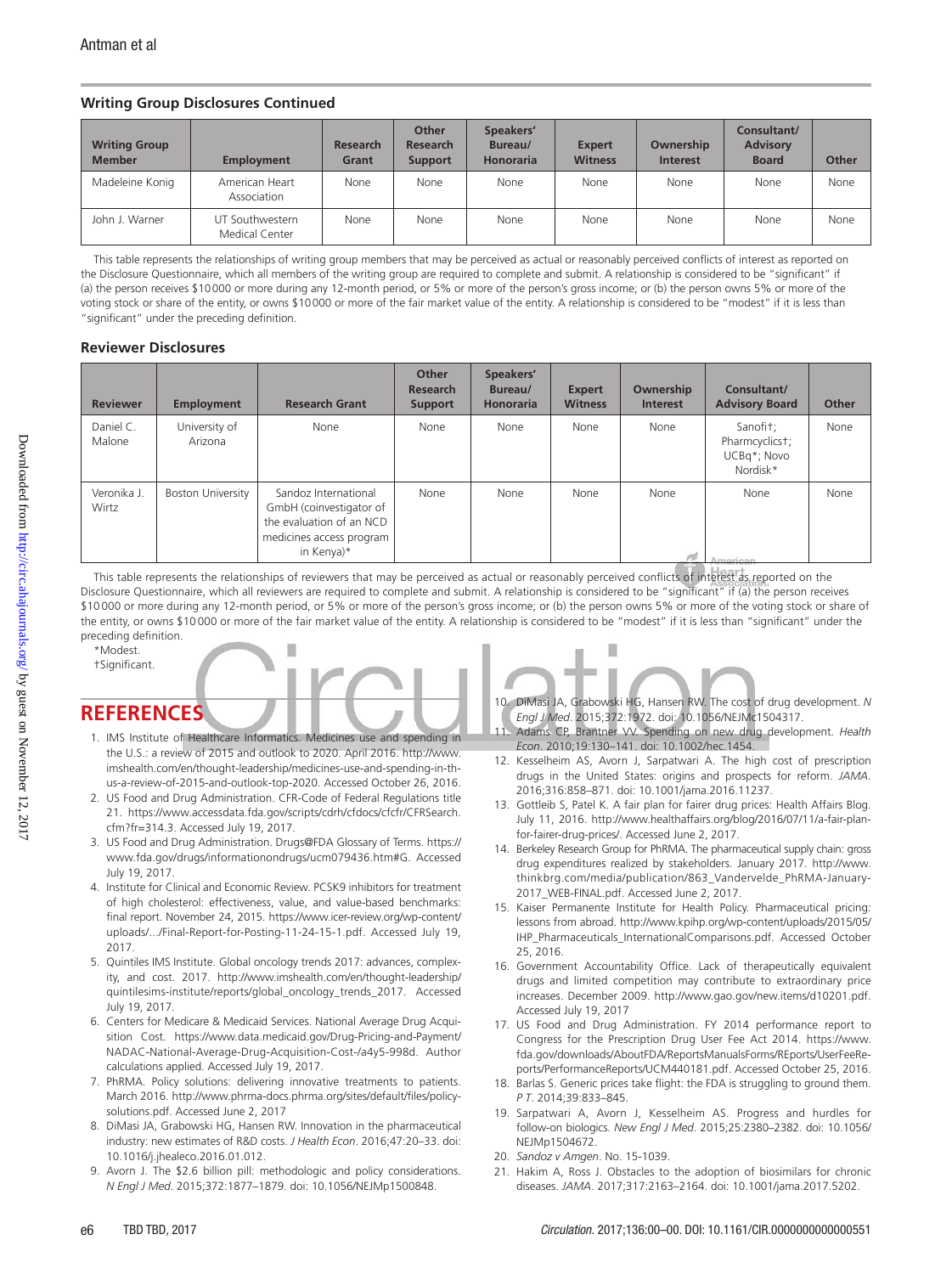### Writing Group Disclosures Continued

| Writing Group Member | Employment | Research Grant | Other Research Support | Speakers' Bureau/ Honoraria | Expert Witness | Ownership Interest | Consultant/ Advisory Board | Other |
|---|---|---|---|---|---|---|---|---|
| Madeleine Konig | American Heart Association | None | None | None | None | None | None | None |
| John J. Warner | UT Southwestern Medical Center | None | None | None | None | None | None | None |

This table represents the relationships of writing group members that may be perceived as actual or reasonably perceived conflicts of interest as reported on the Disclosure Questionnaire, which all members of the writing group are required to complete and submit. A relationship is considered to be "significant" if (a) the person receives $10 000 or more during any 12-month period, or 5% or more of the person's gross income; or (b) the person owns 5% or more of the voting stock or share of the entity, or owns $10 000 or more of the fair market value of the entity. A relationship is considered to be "modest" if it is less than "significant" under the preceding definition.

### Reviewer Disclosures

| Reviewer | Employment | Research Grant | Other Research Support | Speakers' Bureau/ Honoraria | Expert Witness | Ownership Interest | Consultant/ Advisory Board | Other |
|---|---|---|---|---|---|---|---|---|
| Daniel C. Malone | University of Arizona | None | None | None | None | None | Sanofi†; Pharmcyclics†; UCBq*; Novo Nordisk* | None |
| Veronika J. Wirtz | Boston University | Sandoz International GmbH (coinvestigator of the evaluation of an NCD medicines access program in Kenya)* | None | None | None | None | None | None |

This table represents the relationships of reviewers that may be perceived as actual or reasonably perceived conflicts of interest as reported on the Disclosure Questionnaire, which all reviewers are required to complete and submit. A relationship is considered to be "significant" if (a) the person receives $10 000 or more during any 12-month period, or 5% or more of the person's gross income; or (b) the person owns 5% or more of the voting stock or share of the entity, or owns $10 000 or more of the fair market value of the entity. A relationship is considered to be "modest" if it is less than "significant" under the preceding definition.

*Modest.

†Significant.

## REFERENCES

1. IMS Institute of Healthcare Informatics. Medicines use and spending in the U.S.: a review of 2015 and outlook to 2020. April 2016. http://www.imshealth.com/en/thought-leadership/medicines-use-and-spending-in-the-us-a-review-of-2015-and-outlook-top-2020. Accessed October 26, 2016.
2. US Food and Drug Administration. CFR-Code of Federal Regulations title 21. https://www.accessdata.fda.gov/scripts/cdrh/cfdocs/cfcfr/CFRSearch.cfm?fr=314.3. Accessed July 19, 2017.
3. US Food and Drug Administration. Drugs@FDA Glossary of Terms. https://www.fda.gov/drugs/informationondrugs/ucm079436.htm#G. Accessed July 19, 2017.
4. Institute for Clinical and Economic Review. PCSK9 inhibitors for treatment of high cholesterol: effectiveness, value, and value-based benchmarks: final report. November 24, 2015. https://www.icer-review.org/wp-content/uploads/.../Final-Report-for-Posting-11-24-15-1.pdf. Accessed July 19, 2017.
5. Quintiles IMS Institute. Global oncology trends 2017: advances, complexity, and cost. 2017. http://www.imshealth.com/en/thought-leadership/quintilesims-institute/reports/global_oncology_trends_2017. Accessed July 19, 2017.
6. Centers for Medicare & Medicaid Services. National Average Drug Acquisition Cost. https://www.data.medicaid.gov/Drug-Pricing-and-Payment/NADAC-National-Average-Drug-Acquisition-Cost-/a4y5-998d. Author calculations applied. Accessed July 19, 2017.
7. PhRMA. Policy solutions: delivering innovative treatments to patients. March 2016. http://www.phrma-docs.phrma.org/sites/default/files/policy-solutions.pdf. Accessed June 2, 2017
8. DiMasi JA, Grabowski HG, Hansen RW. Innovation in the pharmaceutical industry: new estimates of R&D costs. *J Health Econ*. 2016;47:20–33. doi: 10.1016/j.jhealeco.2016.01.012.
9. Avorn J. The $2.6 billion pill: methodologic and policy considerations. *N Engl J Med*. 2015;372:1877–1879. doi: 10.1056/NEJMp1500848.
10. DiMasi JA, Grabowski HG, Hansen RW. The cost of drug development. *N Engl J Med*. 2015;372:1972. doi: 10.1056/NEJMc1504317.
11. Adams CP, Brantner VV. Spending on new drug development. *Health Econ*. 2010;19:130–141. doi: 10.1002/hec.1454.
12. Kesselheim AS, Avorn J, Sarpatwari A. The high cost of prescription drugs in the United States: origins and prospects for reform. *JAMA*. 2016;316:858–871. doi: 10.1001/jama.2016.11237.
13. Gottleib S, Patel K. A fair plan for fairer drug prices: Health Affairs Blog. July 11, 2016. http://www.healthaffairs.org/blog/2016/07/11/a-fair-plan-for-fairer-drug-prices/. Accessed June 2, 2017.
14. Berkeley Research Group for PhRMA. The pharmaceutical supply chain: gross drug expenditures realized by stakeholders. January 2017. http://www.thinkbrg.com/media/publication/863_Vandervelde_PhRMA-January-2017_WEB-FINAL.pdf. Accessed June 2, 2017.
15. Kaiser Permanente Institute for Health Policy. Pharmaceutical pricing: lessons from abroad. http://www.kpihp.org/wp-content/uploads/2015/05/IHP_Pharmaceuticals_InternationalComparisons.pdf. Accessed October 25, 2016.
16. Government Accountability Office. Lack of therapeutically equivalent drugs and limited competition may contribute to extraordinary price increases. December 2009. http://www.gao.gov/new.items/d10201.pdf. Accessed July 19, 2017
17. US Food and Drug Administration. FY 2014 performance report to Congress for the Prescription Drug User Fee Act 2014. https://www.fda.gov/downloads/AboutFDA/ReportsManualsForms/REports/UserFeeReports/PerformanceReports/UCM440181.pdf. Accessed October 25, 2016.
18. Barlas S. Generic prices take flight: the FDA is struggling to ground them. *P T*. 2014;39:833–845.
19. Sarpatwari A, Avorn J, Kesselheim AS. Progress and hurdles for follow-on biologics. *New Engl J Med*. 2015;22:2380–2382. doi: 10.1056/NEJMp1504672.
20. *Sandoz v Amgen*. No. 15-1039.
21. Hakim A, Ross J. Obstacles to the adoption of biosimilars for chronic diseases. *JAMA*. 2017;317:2163–2164. doi: 10.1001/jama.2017.5202.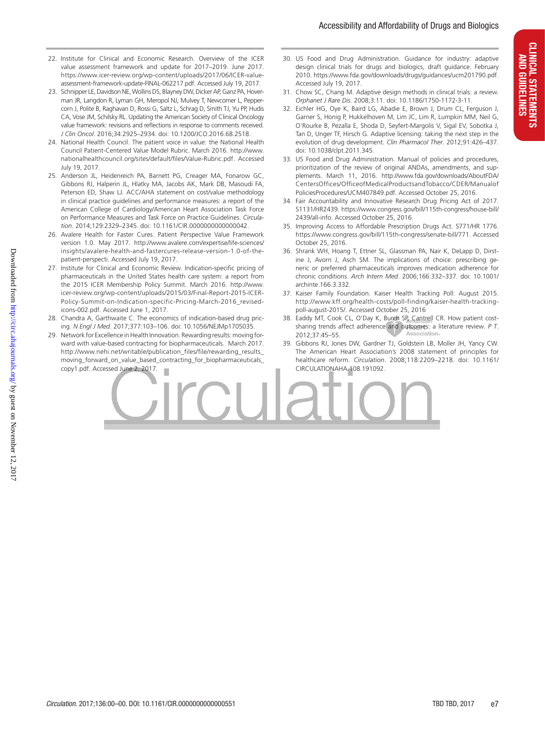22. Institute for Clinical and Economic Research. Overview of the ICER value assessment framework and update for 2017–2019. June 2017. https://www.icer-review.org/wp-content/uploads/2017/06/ICER-value-assessment-framework-update-FINAL-062217.pdf. Accessed July 19, 2017.
23. Schnipper LE, Davidson NE, Wollins DS, Blayney DW, Dicker AP, Ganz PA, Hoverman JR, Langdon R, Lyman GH, Meropol NJ, Mulvey T, Newcomer L, Peppercorn J, Polite B, Raghavan D, Rossi G, Saltz L, Schrag D, Smith TJ, Yu PP, Hudis CA, Vose JM, Schilsky RL. Updating the American Society of Clinical Oncology value framework: revisions and reflections in response to comments received. *J Clin Oncol*. 2016;34:2925–2934. doi: 10.1200/JCO.2016.68.2518.
24. National Health Council. The patient voice in value: the National Health Council Patient-Centered Value Model Rubric. March 2016. http://www.nationalhealthcouncil.org/sites/default/files/Value-Rubric.pdf. Accessed July 19, 2017.
25. Anderson JL, Heidenreich PA, Barnett PG, Creager MA, Fonarow GC, Gibbons RJ, Halperin JL, Hlatky MA, Jacobs AK, Mark DB, Masoudi FA, Peterson ED, Shaw LJ. ACC/AHA statement on cost/value methodology in clinical practice guidelines and performance measures: a report of the American College of Cardiology/American Heart Association Task Force on Performance Measures and Task Force on Practice Guidelines. *Circulation*. 2014;129:2329–2345. doi: 10.1161/CIR.0000000000000042.
26. Avalere Health for Faster Cures. Patient Perspective Value Framework version 1.0. May 2017. http://www.avalere.com/expertise/life-sciences/insights/avalere-health-and-fastercures-release-version-1.0-of-the-patient-perspecti. Accessed July 19, 2017.
27. Institute for Clinical and Economic Review. Indication-specific pricing of pharmaceuticals in the United States health care system: a report from the 2015 ICER Membership Policy Summit. March 2016. http://www.icer-review.org/wp-content/uploads/2015/03/Final-Report-2015-ICER-Policy-Summit-on-Indication-specific-Pricing-March-2016_revised-icons-002.pdf. Accessed June 1, 2017.
28. Chandra A, Garthwaite C. The economics of indication-based drug pricing. *N Engl J Med*. 2017;377:103–106. doi: 10.1056/NEJMp1705035.
29. Network for Excellence in Health Innovation. Rewarding results: moving forward with value-based contracting for biopharmaceuticals. March 2017. http://www.nehi.net/writable/publication_files/file/rewarding_results_moving_forward_on_value_based_contracting_for_biopharmaceuticals_copy1.pdf. Accessed June 2, 2017.
30. US Food and Drug Administration. Guidance for industry: adaptive design clinical trials for drugs and biologics, draft guidance. February 2010. https://www.fda.gov/downloads/drugs/guidances/ucm201790.pdf. Accessed July 19, 2017.
31. Chow SC, Chang M. Adaptive design methods in clinical trials: a review. *Orphanet J Rare Dis*. 2008;3:11. doi: 10.1186/1750-1172-3-11.
32. Eichler HG, Oye K, Baird LG, Abadie E, Brown J, Drum CL, Ferguson J, Garner S, Honig P, Hukkelhoven M, Lim JC, Lim R, Lumpkin MM, Neil G, O'Rourke B, Pezalla E, Shoda D, Seyfert-Margolis V, Sigal EV, Sobotka J, Tan D, Unger TF, Hirsch G. Adaptive licensing: taking the next step in the evolution of drug development. *Clin Pharmacol Ther*. 2012;91:426–437. doi: 10.1038/clpt.2011.345.
33. US Food and Drug Administration. Manual of policies and procedures, prioritization of the review of original ANDAs, amendments, and supplements. March 11, 2016. http://www.fda.gov/downloads/AboutFDA/CentersOffices/OfficeofMedicalProductsandTobacco/CDER/ManualofPoliciesProcedures/UCM407849.pdf. Accessed October 25, 2016.
34. Fair Accountability and Innovative Research Drug Pricing Act of 2017. S1131/HR2439. https://www.congress.gov/bill/115th-congress/house-bill/2439/all-info. Accessed October 25, 2016.
35. Improving Access to Affordable Prescription Drugs Act. S771/HR 1776. https://www.congress.gov/bill/115th-congress/senate-bill/771. Accessed October 25, 2016.
36. Shrank WH, Hoang T, Ettner SL, Glassman PA, Nair K, DeLapp D, Dirstine J, Avorn J, Asch SM. The implications of choice: prescribing generic or preferred pharmaceuticals improves medication adherence for chronic conditions. *Arch Intern Med*. 2006;166:332–337. doi: 10.1001/archinte.166.3.332.
37. Kaiser Family Foundation. Kaiser Health Tracking Poll: August 2015. http://www.kff.org/health-costs/poll-finding/kaiser-health-tracking-poll-august-2015/. Accessed October 25, 2016
38. Eaddy MT, Cook CL, O'Day K, Burch SP, Cantrell CR. How patient cost-sharing trends affect adherence and outcomes: a literature review. *P T*. 2012;37:45–55.
39. Gibbons RJ, Jones DW, Gardner TJ, Goldstein LB, Moller JH, Yancy CW. The American Heart Association's 2008 statement of principles for healthcare reform. *Circulation*. 2008;118:2209–2218. doi: 10.1161/CIRCULATIONAHA.108.191092.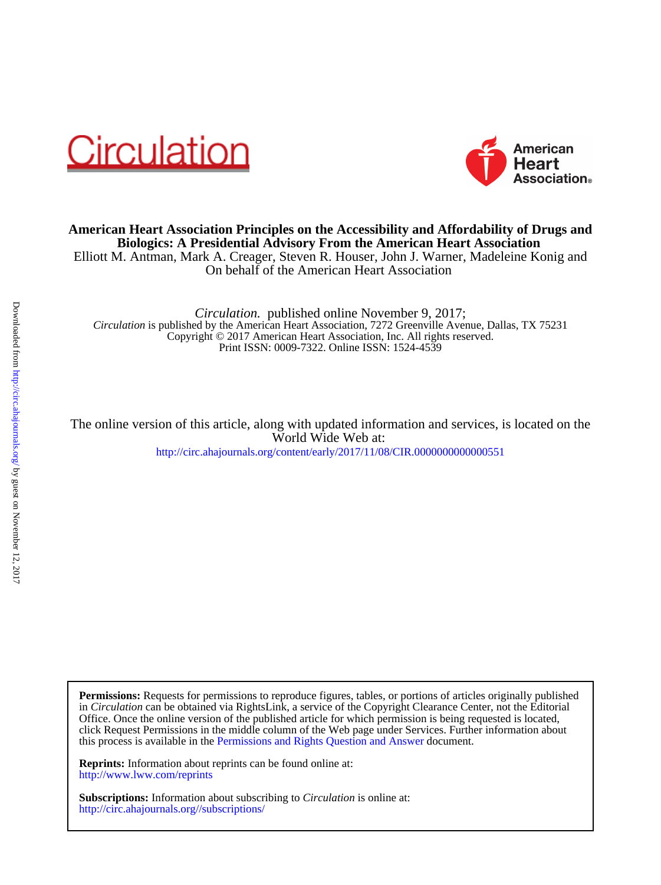# American Heart Association Principles on the Accessibility and Affordability of Drugs and Biologics: A Presidential Advisory From the American Heart Association

Elliott M. Antman, Mark A. Creager, Steven R. Houser, John J. Warner, Madeleine Konig and On behalf of the American Heart Association

*Circulation.* published online November 9, 2017;

*Circulation* is published by the American Heart Association, 7272 Greenville Avenue, Dallas, TX 75231
Copyright © 2017 American Heart Association, Inc. All rights reserved.
Print ISSN: 0009-7322. Online ISSN: 1524-4539

The online version of this article, along with updated information and services, is located on the World Wide Web at:
http://circ.ahajournals.org/content/early/2017/11/08/CIR.0000000000000551

**Permissions:** Requests for permissions to reproduce figures, tables, or portions of articles originally published in *Circulation* can be obtained via RightsLink, a service of the Copyright Clearance Center, not the Editorial Office. Once the online version of the published article for which permission is being requested is located, click Request Permissions in the middle column of the Web page under Services. Further information about this process is available in the Permissions and Rights Question and Answer document.

**Reprints:** Information about reprints can be found online at:
http://www.lww.com/reprints

**Subscriptions:** Information about subscribing to *Circulation* is online at:
http://circ.ahajournals.org//subscriptions/